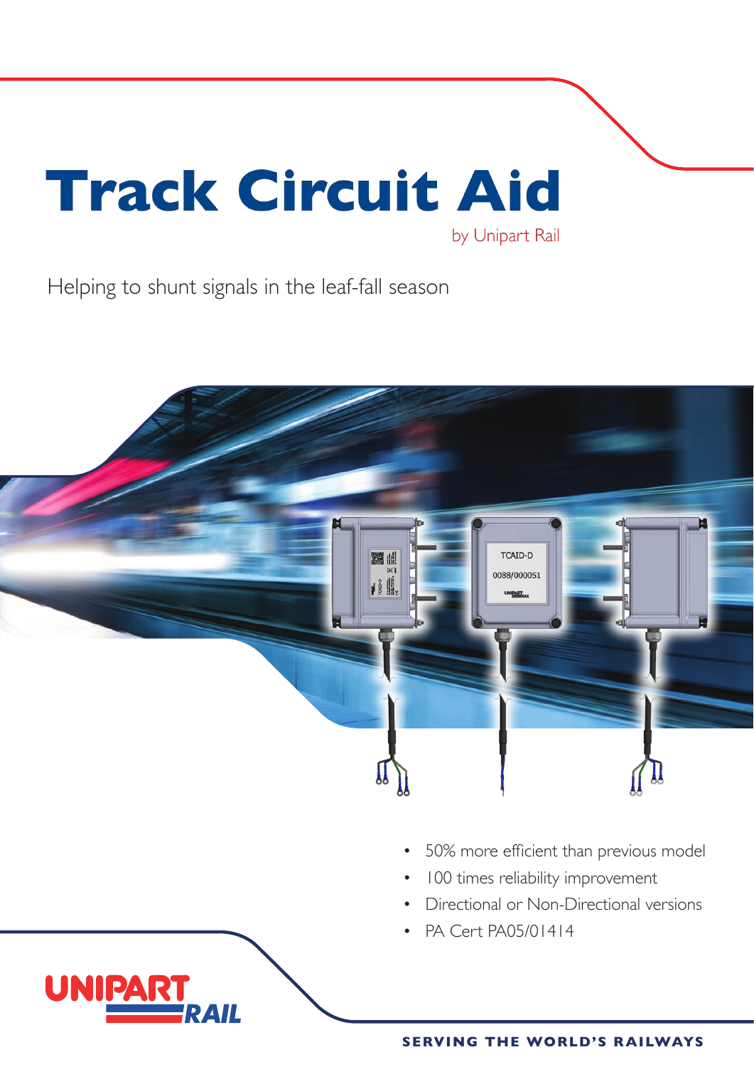# Track Circuit Aid

by Unipart Rail

Helping to shunt signals in the leaf-fall season

- 50% more efficient than previous model
- 100 times reliability improvement
- Directional or Non-Directional versions
- PA Cert PA05/01414

UNIPART RAIL

SERVING THE WORLD'S RAILWAYS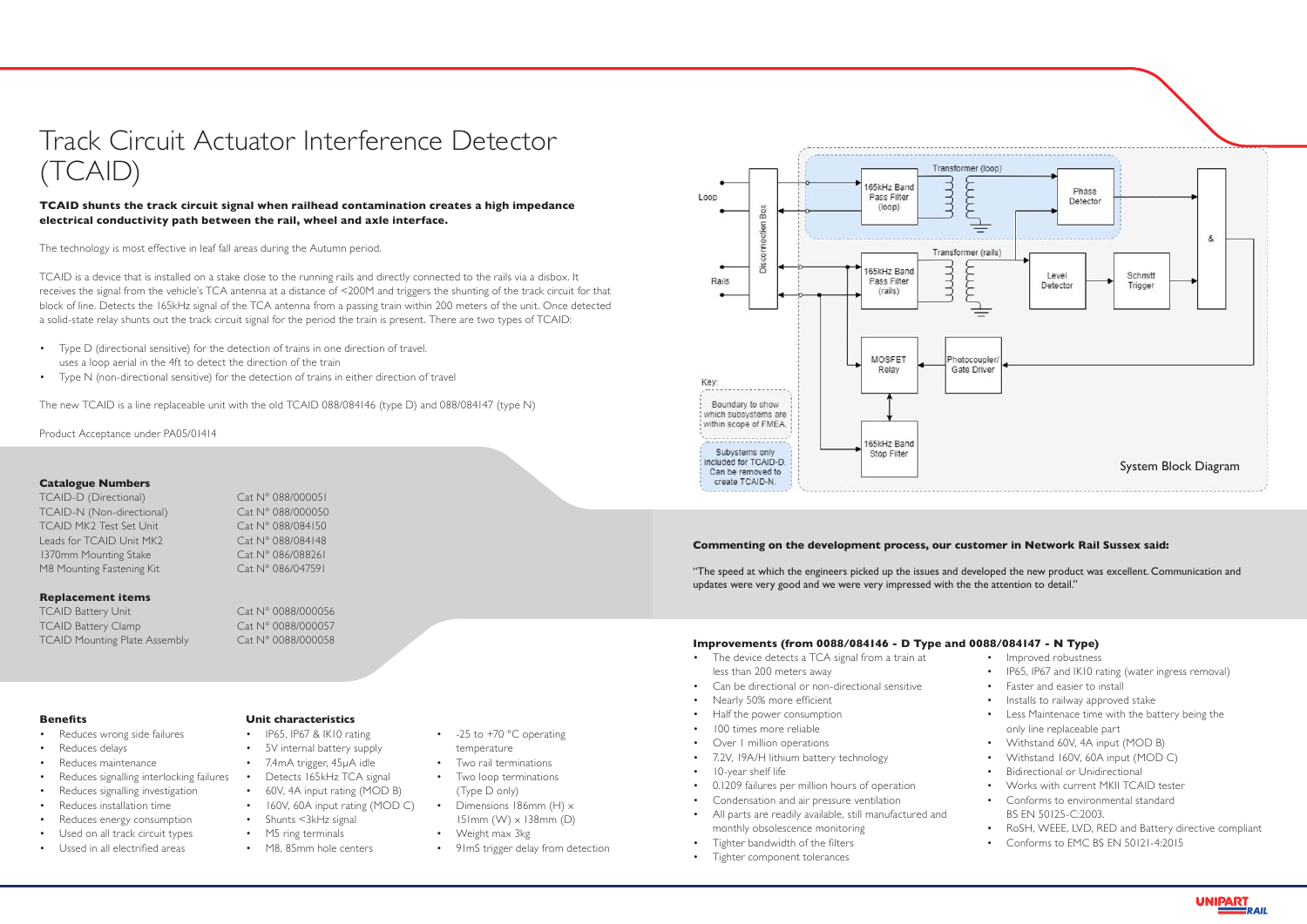# Track Circuit Actuator Interference Detector (TCAID)

**TCAID shunts the track circuit signal when railhead contamination creates a high impedance electrical conductivity path between the rail, wheel and axle interface.**

The technology is most effective in leaf fall areas during the Autumn period.

TCAID is a device that is installed on a stake close to the running rails and directly connected to the rails via a disbox. It receives the signal from the vehicle's TCA antenna at a distance of <200M and triggers the shunting of the track circuit for that block of line. Detects the 165kHz signal of the TCA antenna from a passing train within 200 meters of the unit. Once detected a solid-state relay shunts out the track circuit signal for the period the train is present. There are two types of TCAID:

- Type D (directional sensitive) for the detection of trains in one direction of travel. uses a loop aerial in the 4ft to detect the direction of the train
- Type N (non-directional sensitive) for the detection of trains in either direction of travel

The new TCAID is a line replaceable unit with the old TCAID 088/084146 (type D) and 088/084147 (type N)

Product Acceptance under PA05/01414

### Catalogue Numbers

| | |
|---|---|
| TCAID-D (Directional) | Cat N° 088/000051 |
| TCAID-N (Non-directional) | Cat N° 088/000050 |
| TCAID MK2 Test Set Unit | Cat N° 088/084150 |
| Leads for TCAID Unit MK2 | Cat N° 088/084148 |
| 1370mm Mounting Stake | Cat N° 086/088261 |
| M8 Mounting Fastening Kit | Cat N° 086/047591 |

### Replacement items

| | |
|---|---|
| TCAID Battery Unit | Cat N° 0088/000056 |
| TCAID Battery Clamp | Cat N° 0088/000057 |
| TCAID Mounting Plate Assembly | Cat N° 0088/000058 |

### Benefits

- Reduces wrong side failures
- Reduces delays
- Reduces maintenance
- Reduces signalling interlocking failures
- Reduces signalling investigation
- Reduces installation time
- Reduces energy consumption
- Used on all track circuit types
- Used in all electrified areas

### Unit characteristics

- IP65, IP67 & IK10 rating
- 5V internal battery supply
- 7.4mA trigger, 45µA idle
- Detects 165kHz TCA signal
- 60V, 4A input rating (MOD B)
- 160V, 60A input rating (MOD C)
- Shunts <3kHz signal
- M5 ring terminals
- M8, 85mm hole centers
- -25 to +70 °C operating temperature
- Two rail terminations
- Two loop terminations (Type D only)
- Dimensions 186mm (H) × 151mm (W) × 138mm (D)
- Weight max 3kg
- 91mS trigger delay from detection

System Block Diagram

Key:
- Boundary to show which subsystems are within scope of FMEA
- Subsystems only included for TCAID-D. Can be removed to create TCAID-N.

**Commenting on the development process, our customer in Network Rail Sussex said:**

"The speed at which the engineers picked up the issues and developed the new product was excellent. Communication and updates were very good and we were very impressed with the the attention to detail."

### Improvements (from 0088/084146 - D Type and 0088/084147 - N Type)

- The device detects a TCA signal from a train at less than 200 meters away
- Can be directional or non-directional sensitive
- Nearly 50% more efficient
- Half the power consumption
- 100 times more reliable
- Over 1 million operations
- 7.2V, 19A/H lithium battery technology
- 10-year shelf life
- 0.1209 failures per million hours of operation
- Condensation and air pressure ventilation
- All parts are readily available, still manufactured and monthly obsolescence monitoring
- Tighter bandwidth of the filters
- Tighter component tolerances
- Improved robustness
- IP65, IP67 and IK10 rating (water ingress removal)
- Faster and easier to install
- Installs to railway approved stake
- Less Maintenace time with the battery being the only line replaceable part
- Withstand 60V, 4A input (MOD B)
- Withstand 160V, 60A input (MOD C)
- Bidirectional or Unidirectional
- Works with current MKII TCAID tester
- Conforms to environmental standard BS EN 50125-C:2003.
- RoSH, WEEE, LVD, RED and Battery directive compliant
- Conforms to EMC BS EN 50121-4:2015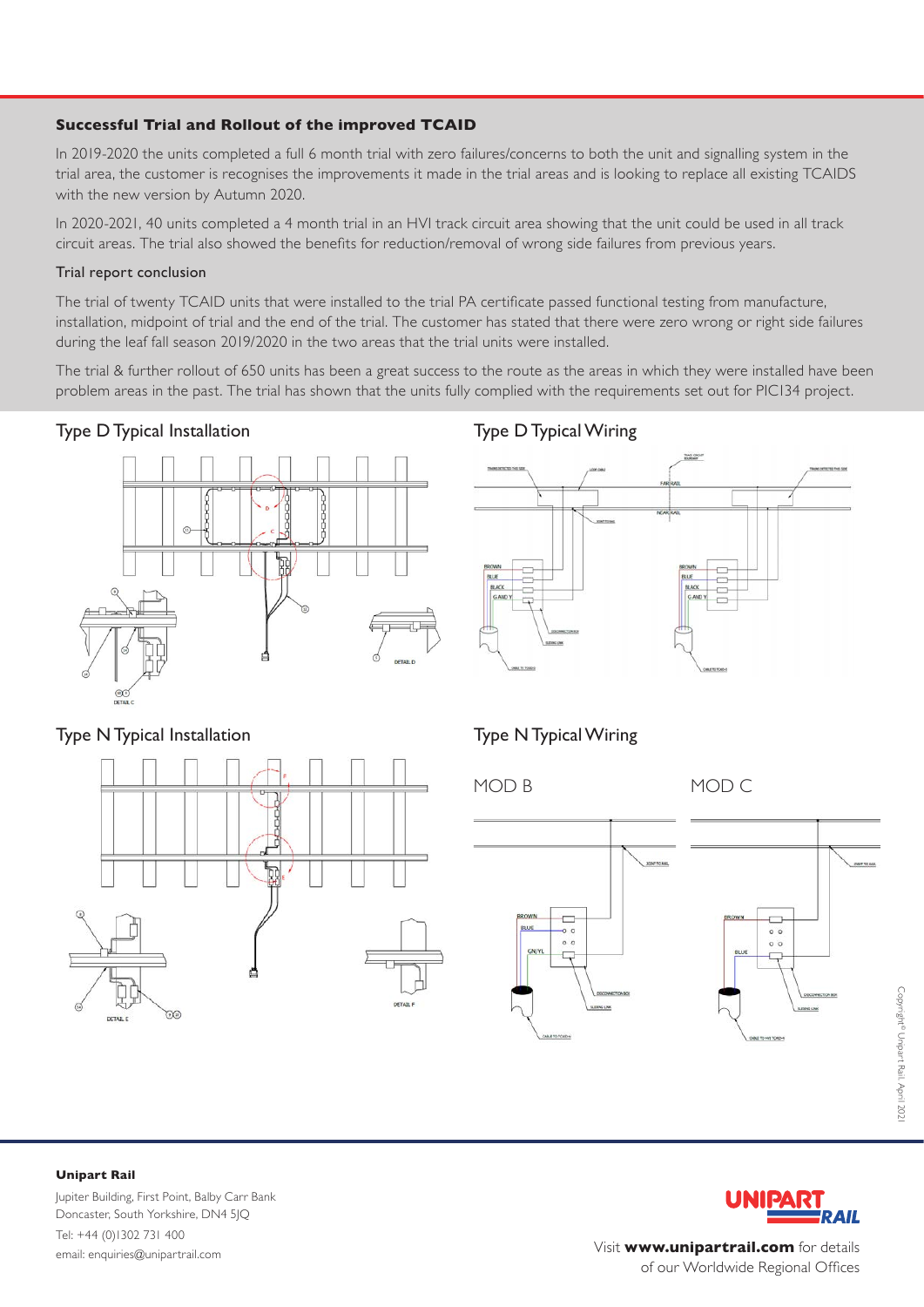## Successful Trial and Rollout of the improved TCAID

In 2019-2020 the units completed a full 6 month trial with zero failures/concerns to both the unit and signalling system in the trial area, the customer is recognises the improvements it made in the trial areas and is looking to replace all existing TCAIDS with the new version by Autumn 2020.

In 2020-2021, 40 units completed a 4 month trial in an HVI track circuit area showing that the unit could be used in all track circuit areas. The trial also showed the benefits for reduction/removal of wrong side failures from previous years.

### Trial report conclusion

The trial of twenty TCAID units that were installed to the trial PA certificate passed functional testing from manufacture, installation, midpoint of trial and the end of the trial. The customer has stated that there were zero wrong or right side failures during the leaf fall season 2019/2020 in the two areas that the trial units were installed.

The trial & further rollout of 650 units has been a great success to the route as the areas in which they were installed have been problem areas in the past. The trial has shown that the units fully complied with the requirements set out for PIC134 project.

### Type D Typical Installation

DETAIL C

DETAIL D

### Type D Typical Wiring

BROWN
BLUE
BLACK
G AND Y

### Type N Typical Installation

DETAIL E

DETAIL F

### Type N Typical Wiring

MOD B

BROWN
BLUE
GN/YL

MOD C

BROWN
BLUE

Copyright© Unipart Rail, April 2021

**Unipart Rail**

Jupiter Building, First Point, Balby Carr Bank
Doncaster, South Yorkshire, DN4 5JQ
Tel: +44 (0)1302 731 400
email: enquiries@unipartrail.com

Visit **www.unipartrail.com** for details of our Worldwide Regional Offices